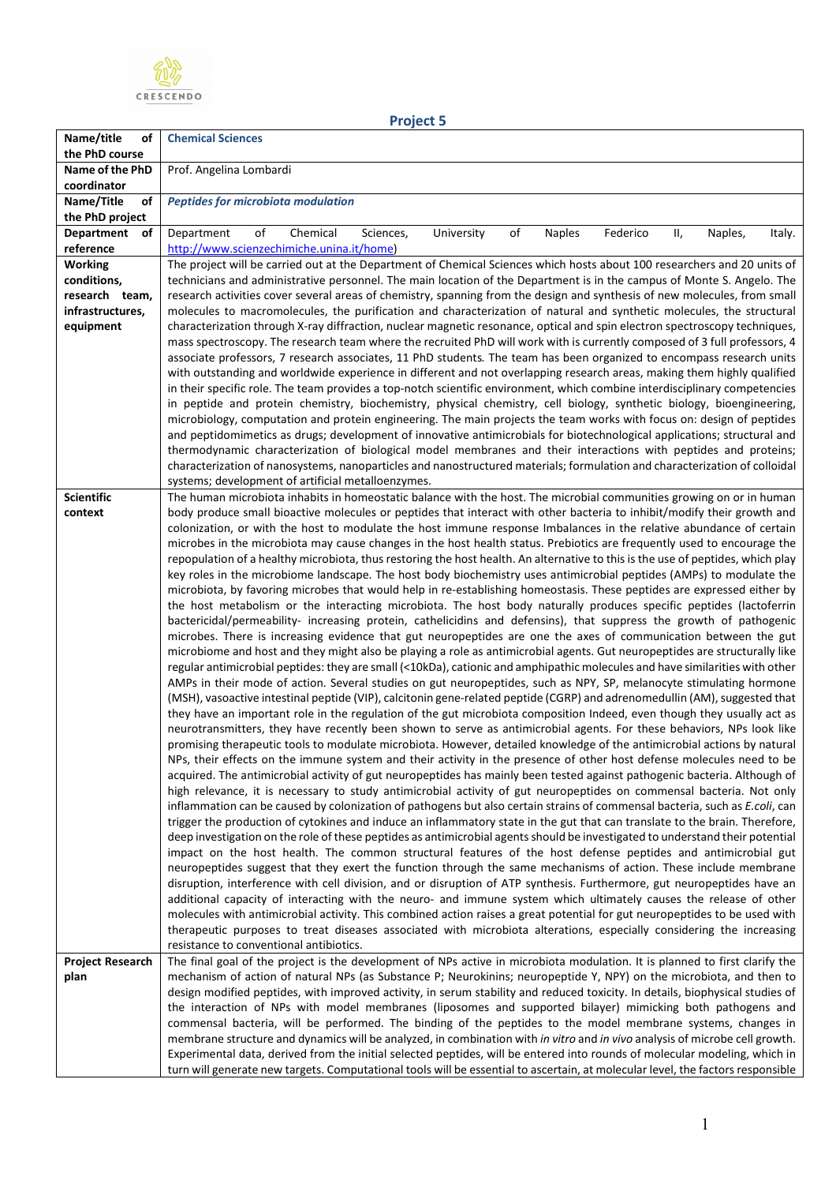CRESCENDO

## Project 5

| | |
|---|---|
| **Name/title of the PhD course** | **Chemical Sciences** |
| **Name of the PhD coordinator** | Prof. Angelina Lombardi |
| **Name/Title of the PhD project** | ***Peptides for microbiota modulation*** |
| **Department of reference** | Department of Chemical Sciences, University of Naples Federico II, Naples, Italy. http://www.scienzechimiche.unina.it/home) |
| **Working conditions, research team, infrastructures, equipment** | The project will be carried out at the Department of Chemical Sciences which hosts about 100 researchers and 20 units of technicians and administrative personnel. The main location of the Department is in the campus of Monte S. Angelo. The research activities cover several areas of chemistry, spanning from the design and synthesis of new molecules, from small molecules to macromolecules, the purification and characterization of natural and synthetic molecules, the structural characterization through X-ray diffraction, nuclear magnetic resonance, optical and spin electron spectroscopy techniques, mass spectroscopy. The research team where the recruited PhD will work with is currently composed of 3 full professors, 4 associate professors, 7 research associates, 11 PhD students. The team has been organized to encompass research units with outstanding and worldwide experience in different and not overlapping research areas, making them highly qualified in their specific role. The team provides a top-notch scientific environment, which combine interdisciplinary competencies in peptide and protein chemistry, biochemistry, physical chemistry, cell biology, synthetic biology, bioengineering, microbiology, computation and protein engineering. The main projects the team works with focus on: design of peptides and peptidomimetics as drugs; development of innovative antimicrobials for biotechnological applications; structural and thermodynamic characterization of biological model membranes and their interactions with peptides and proteins; characterization of nanosystems, nanoparticles and nanostructured materials; formulation and characterization of colloidal systems; development of artificial metalloenzymes. |
| **Scientific context** | The human microbiota inhabits in homeostatic balance with the host. The microbial communities growing on or in human body produce small bioactive molecules or peptides that interact with other bacteria to inhibit/modify their growth and colonization, or with the host to modulate the host immune response Imbalances in the relative abundance of certain microbes in the microbiota may cause changes in the host health status. Prebiotics are frequently used to encourage the repopulation of a healthy microbiota, thus restoring the host health. An alternative to this is the use of peptides, which play key roles in the microbiome landscape. The host body biochemistry uses antimicrobial peptides (AMPs) to modulate the microbiota, by favoring microbes that would help in re-establishing homeostasis. These peptides are expressed either by the host metabolism or the interacting microbiota. The host body naturally produces specific peptides (lactoferrin bactericidal/permeability- increasing protein, cathelicidins and defensins), that suppress the growth of pathogenic microbes. There is increasing evidence that gut neuropeptides are one the axes of communication between the gut microbiome and host and they might also be playing a role as antimicrobial agents. Gut neuropeptides are structurally like regular antimicrobial peptides: they are small (<10kDa), cationic and amphipathic molecules and have similarities with other AMPs in their mode of action. Several studies on gut neuropeptides, such as NPY, SP, melanocyte stimulating hormone (MSH), vasoactive intestinal peptide (VIP), calcitonin gene-related peptide (CGRP) and adrenomedullin (AM), suggested that they have an important role in the regulation of the gut microbiota composition Indeed, even though they usually act as neurotransmitters, they have recently been shown to serve as antimicrobial agents. For these behaviors, NPs look like promising therapeutic tools to modulate microbiota. However, detailed knowledge of the antimicrobial actions by natural NPs, their effects on the immune system and their activity in the presence of other host defense molecules need to be acquired. The antimicrobial activity of gut neuropeptides has mainly been tested against pathogenic bacteria. Although of high relevance, it is necessary to study antimicrobial activity of gut neuropeptides on commensal bacteria. Not only inflammation can be caused by colonization of pathogens but also certain strains of commensal bacteria, such as *E.coli*, can trigger the production of cytokines and induce an inflammatory state in the gut that can translate to the brain. Therefore, deep investigation on the role of these peptides as antimicrobial agents should be investigated to understand their potential impact on the host health. The common structural features of the host defense peptides and antimicrobial gut neuropeptides suggest that they exert the function through the same mechanisms of action. These include membrane disruption, interference with cell division, and or disruption of ATP synthesis. Furthermore, gut neuropeptides have an additional capacity of interacting with the neuro- and immune system which ultimately causes the release of other molecules with antimicrobial activity. This combined action raises a great potential for gut neuropeptides to be used with therapeutic purposes to treat diseases associated with microbiota alterations, especially considering the increasing resistance to conventional antibiotics. |
| **Project Research plan** | The final goal of the project is the development of NPs active in microbiota modulation. It is planned to first clarify the mechanism of action of natural NPs (as Substance P; Neurokinins; neuropeptide Y, NPY) on the microbiota, and then to design modified peptides, with improved activity, in serum stability and reduced toxicity. In details, biophysical studies of the interaction of NPs with model membranes (liposomes and supported bilayer) mimicking both pathogens and commensal bacteria, will be performed. The binding of the peptides to the model membrane systems, changes in membrane structure and dynamics will be analyzed, in combination with *in vitro* and *in vivo* analysis of microbe cell growth. Experimental data, derived from the initial selected peptides, will be entered into rounds of molecular modeling, which in turn will generate new targets. Computational tools will be essential to ascertain, at molecular level, the factors responsible |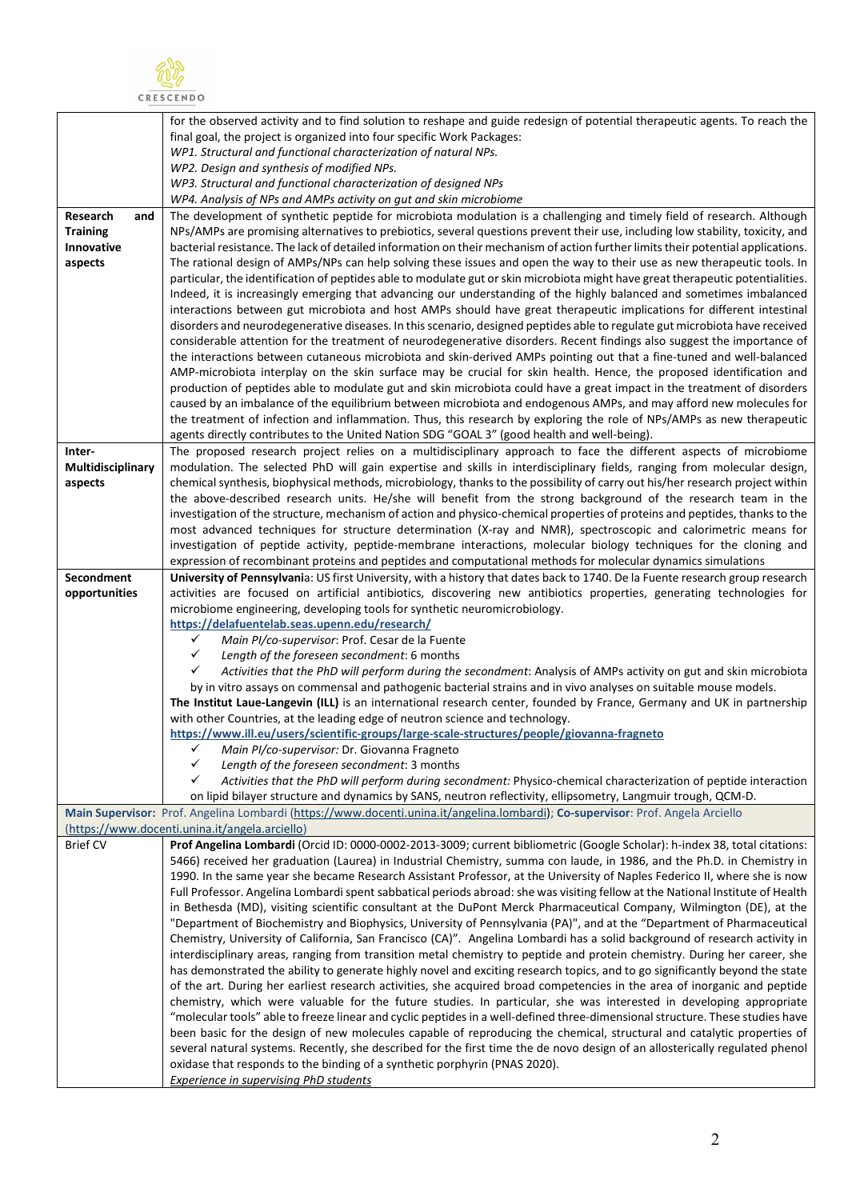| | |
|---|---|
| | for the observed activity and to find solution to reshape and guide redesign of potential therapeutic agents. To reach the final goal, the project is organized into four specific Work Packages:<br>*WP1. Structural and functional characterization of natural NPs.*<br>*WP2. Design and synthesis of modified NPs.*<br>*WP3. Structural and functional characterization of designed NPs*<br>*WP4. Analysis of NPs and AMPs activity on gut and skin microbiome* |
| **Research and Training Innovative aspects** | The development of synthetic peptide for microbiota modulation is a challenging and timely field of research. Although NPs/AMPs are promising alternatives to prebiotics, several questions prevent their use, including low stability, toxicity, and bacterial resistance. The lack of detailed information on their mechanism of action further limits their potential applications. The rational design of AMPs/NPs can help solving these issues and open the way to their use as new therapeutic tools. In particular, the identification of peptides able to modulate gut or skin microbiota might have great therapeutic potentialities. Indeed, it is increasingly emerging that advancing our understanding of the highly balanced and sometimes imbalanced interactions between gut microbiota and host AMPs should have great therapeutic implications for different intestinal disorders and neurodegenerative diseases. In this scenario, designed peptides able to regulate gut microbiota have received considerable attention for the treatment of neurodegenerative disorders. Recent findings also suggest the importance of the interactions between cutaneous microbiota and skin-derived AMPs pointing out that a fine-tuned and well-balanced AMP-microbiota interplay on the skin surface may be crucial for skin health. Hence, the proposed identification and production of peptides able to modulate gut and skin microbiota could have a great impact in the treatment of disorders caused by an imbalance of the equilibrium between microbiota and endogenous AMPs, and may afford new molecules for the treatment of infection and inflammation. Thus, this research by exploring the role of NPs/AMPs as new therapeutic agents directly contributes to the United Nation SDG "GOAL 3" (good health and well-being). |
| **Inter-Multidisciplinary aspects** | The proposed research project relies on a multidisciplinary approach to face the different aspects of microbiome modulation. The selected PhD will gain expertise and skills in interdisciplinary fields, ranging from molecular design, chemical synthesis, biophysical methods, microbiology, thanks to the possibility of carry out his/her research project within the above-described research units. He/she will benefit from the strong background of the research team in the investigation of the structure, mechanism of action and physico-chemical properties of proteins and peptides, thanks to the most advanced techniques for structure determination (X-ray and NMR), spectroscopic and calorimetric means for investigation of peptide activity, peptide-membrane interactions, molecular biology techniques for the cloning and expression of recombinant proteins and peptides and computational methods for molecular dynamics simulations |
| **Secondment opportunities** | **University of Pennsylvania**: US first University, with a history that dates back to 1740. De la Fuente research group research activities are focused on artificial antibiotics, discovering new antibiotics properties, generating technologies for microbiome engineering, developing tools for synthetic neuromicrobiology.<br>https://delafuentelab.seas.upenn.edu/research/<br>✓ *Main PI/co-supervisor*: Prof. Cesar de la Fuente<br>✓ *Length of the foreseen secondment*: 6 months<br>✓ *Activities that the PhD will perform during the secondment*: Analysis of AMPs activity on gut and skin microbiota by in vitro assays on commensal and pathogenic bacterial strains and in vivo analyses on suitable mouse models.<br>**The Institut Laue-Langevin (ILL)** is an international research center, founded by France, Germany and UK in partnership with other Countries, at the leading edge of neutron science and technology.<br>https://www.ill.eu/users/scientific-groups/large-scale-structures/people/giovanna-fragneto<br>✓ *Main PI/co-supervisor:* Dr. Giovanna Fragneto<br>✓ *Length of the foreseen secondment*: 3 months<br>✓ *Activities that the PhD will perform during secondment:* Physico-chemical characterization of peptide interaction on lipid bilayer structure and dynamics by SANS, neutron reflectivity, ellipsometry, Langmuir trough, QCM-D. |
| **Main Supervisor:** Prof. Angelina Lombardi (https://www.docenti.unina.it/angelina.lombardi); **Co-supervisor**: Prof. Angela Arciello (https://www.docenti.unina.it/angela.arciello) | |
| Brief CV | **Prof Angelina Lombardi** (Orcid ID: 0000-0002-2013-3009; current bibliometric (Google Scholar): h-index 38, total citations: 5466) received her graduation (Laurea) in Industrial Chemistry, summa con laude, in 1986, and the Ph.D. in Chemistry in 1990. In the same year she became Research Assistant Professor, at the University of Naples Federico II, where she is now Full Professor. Angelina Lombardi spent sabbatical periods abroad: she was visiting fellow at the National Institute of Health in Bethesda (MD), visiting scientific consultant at the DuPont Merck Pharmaceutical Company, Wilmington (DE), at the "Department of Biochemistry and Biophysics, University of Pennsylvania (PA)", and at the "Department of Pharmaceutical Chemistry, University of California, San Francisco (CA)". Angelina Lombardi has a solid background of research activity in interdisciplinary areas, ranging from transition metal chemistry to peptide and protein chemistry. During her career, she has demonstrated the ability to generate highly novel and exciting research topics, and to go significantly beyond the state of the art. During her earliest research activities, she acquired broad competencies in the area of inorganic and peptide chemistry, which were valuable for the future studies. In particular, she was interested in developing appropriate "molecular tools" able to freeze linear and cyclic peptides in a well-defined three-dimensional structure. These studies have been basic for the design of new molecules capable of reproducing the chemical, structural and catalytic properties of several natural systems. Recently, she described for the first time the de novo design of an allosterically regulated phenol oxidase that responds to the binding of a synthetic porphyrin (PNAS 2020).<br>*Experience in supervising PhD students* |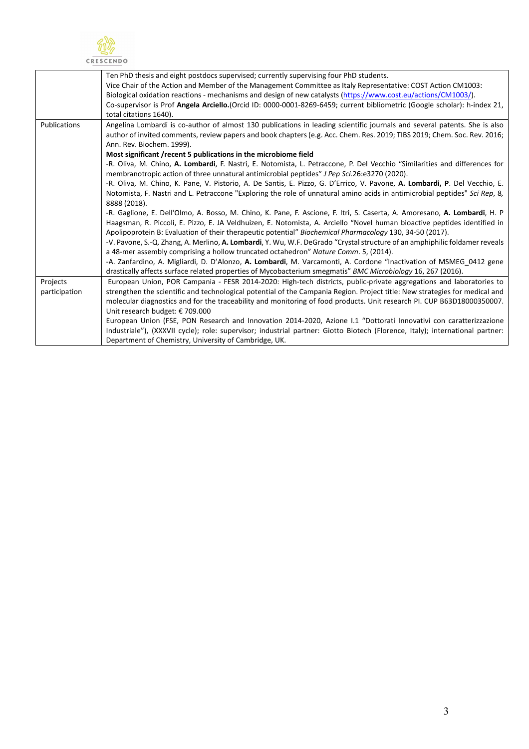| | |
|---|---|
| | Ten PhD thesis and eight postdocs supervised; currently supervising four PhD students.<br>Vice Chair of the Action and Member of the Management Committee as Italy Representative: COST Action CM1003: Biological oxidation reactions - mechanisms and design of new catalysts (https://www.cost.eu/actions/CM1003/).<br>Co-supervisor is Prof **Angela Arciello.**(Orcid ID: 0000-0001-8269-6459; current bibliometric (Google scholar): h-index 21, total citations 1640). |
| Publications | Angelina Lombardi is co-author of almost 130 publications in leading scientific journals and several patents. She is also author of invited comments, review papers and book chapters (e.g. Acc. Chem. Res. 2019; TIBS 2019; Chem. Soc. Rev. 2016; Ann. Rev. Biochem. 1999).<br>**Most significant /recent 5 publications in the microbiome field**<br>-R. Oliva, M. Chino, **A. Lombardi**, F. Nastri, E. Notomista, L. Petraccone, P. Del Vecchio "Similarities and differences for membranotropic action of three unnatural antimicrobial peptides" *J Pep Sci.*26:e3270 (2020).<br>-R. Oliva, M. Chino, K. Pane, V. Pistorio, A. De Santis, E. Pizzo, G. D'Errico, V. Pavone, **A. Lombardi, P**. Del Vecchio, E. Notomista, F. Nastri and L. Petraccone "Exploring the role of unnatural amino acids in antimicrobial peptides" *Sci Rep*, 8, 8888 (2018).<br>-R. Gaglione, E. Dell'Olmo, A. Bosso, M. Chino, K. Pane, F. Ascione, F. Itri, S. Caserta, A. Amoresano, **A. Lombardi**, H. P Haagsman, R. Piccoli, E. Pizzo, E. JA Veldhuizen, E. Notomista, A. Arciello "Novel human bioactive peptides identified in Apolipoprotein B: Evaluation of their therapeutic potential" *Biochemical Pharmacology* 130, 34-50 (2017).<br>-V. Pavone, S.-Q. Zhang, A. Merlino, **A. Lombardi**, Y. Wu, W.F. DeGrado "Crystal structure of an amphiphilic foldamer reveals a 48-mer assembly comprising a hollow truncated octahedron" *Nature Comm*. 5, (2014).<br>-A. Zanfardino, A. Migliardi, D. D'Alonzo, **A. Lombardi**, M. Varcamonti, A. Cordone "Inactivation of MSMEG_0412 gene drastically affects surface related properties of Mycobacterium smegmatis" *BMC Microbiology* 16, 267 (2016). |
| Projects participation | European Union, POR Campania - FESR 2014-2020: High-tech districts, public-private aggregations and laboratories to strengthen the scientific and technological potential of the Campania Region. Project title: New strategies for medical and molecular diagnostics and for the traceability and monitoring of food products. Unit research PI. CUP B63D18000350007. Unit research budget: € 709.000<br>European Union (FSE, PON Research and Innovation 2014-2020, Azione I.1 "Dottorati Innovativi con caratterizzazione Industriale"), (XXXVII cycle); role: supervisor; industrial partner: Giotto Biotech (Florence, Italy); international partner: Department of Chemistry, University of Cambridge, UK. |